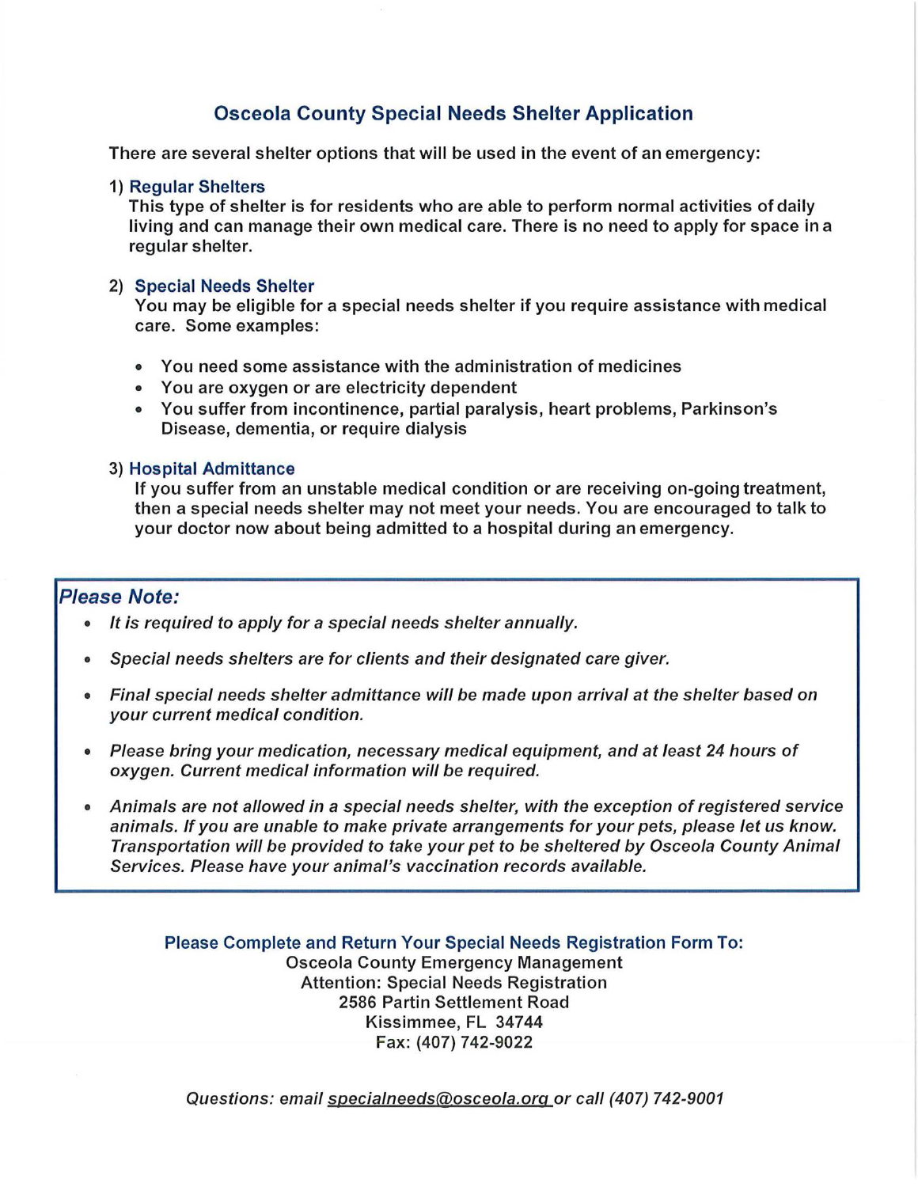# Osceola County Special Needs Shelter Application

There are several shelter options that will be used in the event of an emergency:

1) **Regular Shelters**
   This type of shelter is for residents who are able to perform normal activities of daily living and can manage their own medical care. There is no need to apply for space in a regular shelter.

2) **Special Needs Shelter**
   You may be eligible for a special needs shelter if you require assistance with medical care. Some examples:

   - You need some assistance with the administration of medicines
   - You are oxygen or are electricity dependent
   - You suffer from incontinence, partial paralysis, heart problems, Parkinson's Disease, dementia, or require dialysis

3) **Hospital Admittance**
   If you suffer from an unstable medical condition or are receiving on-going treatment, then a special needs shelter may not meet your needs. You are encouraged to talk to your doctor now about being admitted to a hospital during an emergency.

## *Please Note:*

- *It is required to apply for a special needs shelter annually.*
- *Special needs shelters are for clients and their designated care giver.*
- *Final special needs shelter admittance will be made upon arrival at the shelter based on your current medical condition.*
- *Please bring your medication, necessary medical equipment, and at least 24 hours of oxygen. Current medical information will be required.*
- *Animals are not allowed in a special needs shelter, with the exception of registered service animals. If you are unable to make private arrangements for your pets, please let us know. Transportation will be provided to take your pet to be sheltered by Osceola County Animal Services. Please have your animal's vaccination records available.*

**Please Complete and Return Your Special Needs Registration Form To:**
Osceola County Emergency Management
Attention: Special Needs Registration
2586 Partin Settlement Road
Kissimmee, FL 34744
Fax: (407) 742-9022

*Questions: email specialneeds@osceola.org or call (407) 742-9001*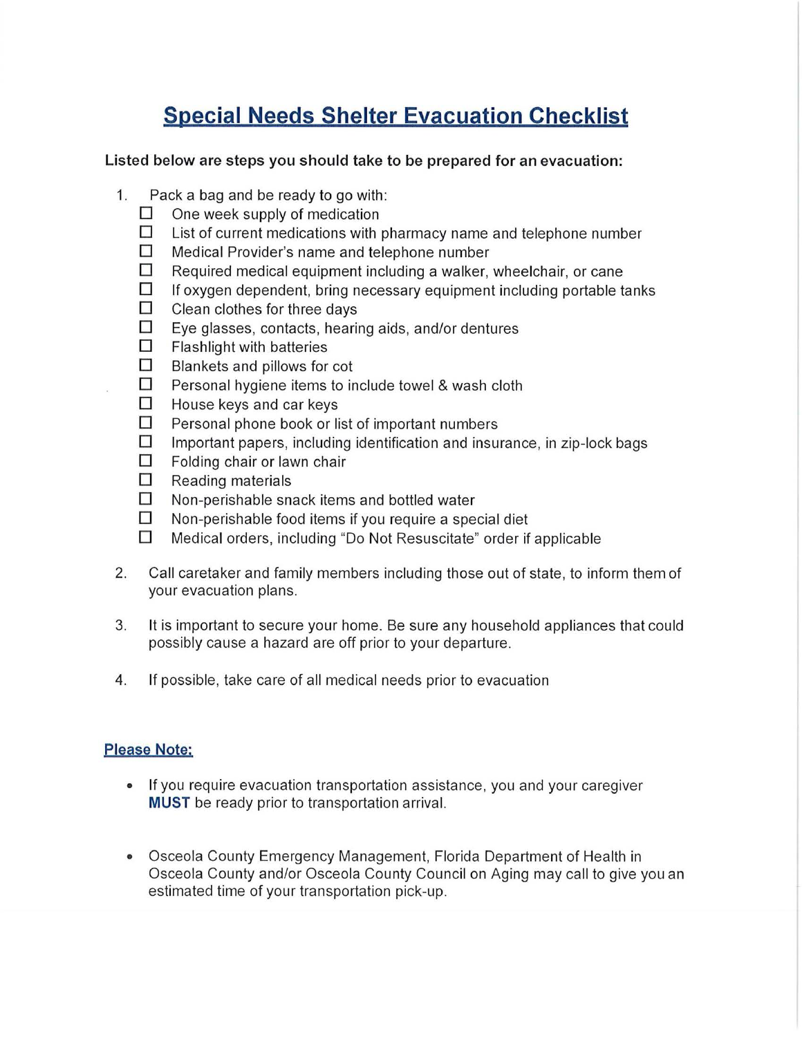# Special Needs Shelter Evacuation Checklist

**Listed below are steps you should take to be prepared for an evacuation:**

1. Pack a bag and be ready to go with:
   - [ ] One week supply of medication
   - [ ] List of current medications with pharmacy name and telephone number
   - [ ] Medical Provider's name and telephone number
   - [ ] Required medical equipment including a walker, wheelchair, or cane
   - [ ] If oxygen dependent, bring necessary equipment including portable tanks
   - [ ] Clean clothes for three days
   - [ ] Eye glasses, contacts, hearing aids, and/or dentures
   - [ ] Flashlight with batteries
   - [ ] Blankets and pillows for cot
   - [ ] Personal hygiene items to include towel & wash cloth
   - [ ] House keys and car keys
   - [ ] Personal phone book or list of important numbers
   - [ ] Important papers, including identification and insurance, in zip-lock bags
   - [ ] Folding chair or lawn chair
   - [ ] Reading materials
   - [ ] Non-perishable snack items and bottled water
   - [ ] Non-perishable food items if you require a special diet
   - [ ] Medical orders, including "Do Not Resuscitate" order if applicable

2. Call caretaker and family members including those out of state, to inform them of your evacuation plans.

3. It is important to secure your home. Be sure any household appliances that could possibly cause a hazard are off prior to your departure.

4. If possible, take care of all medical needs prior to evacuation

## Please Note:

- If you require evacuation transportation assistance, you and your caregiver **MUST** be ready prior to transportation arrival.

- Osceola County Emergency Management, Florida Department of Health in Osceola County and/or Osceola County Council on Aging may call to give you an estimated time of your transportation pick-up.